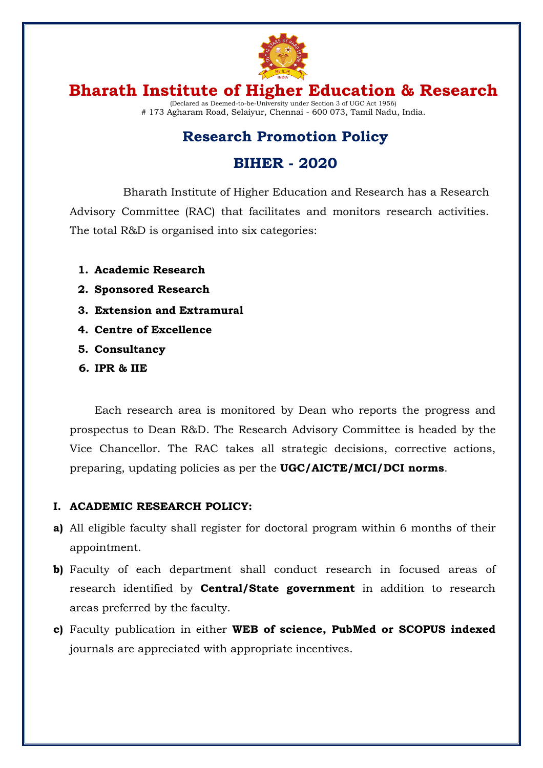# Bharath Institute of Higher Education & Research

(Declared as Deemed-to-be-University under Section 3 of UGC Act 1956)
# 173 Agharam Road, Selaiyur, Chennai - 600 073, Tamil Nadu, India.

## Research Promotion Policy

## BIHER - 2020

Bharath Institute of Higher Education and Research has a Research Advisory Committee (RAC) that facilitates and monitors research activities. The total R&D is organised into six categories:

1. **Academic Research**
2. **Sponsored Research**
3. **Extension and Extramural**
4. **Centre of Excellence**
5. **Consultancy**
6. **IPR & IIE**

Each research area is monitored by Dean who reports the progress and prospectus to Dean R&D. The Research Advisory Committee is headed by the Vice Chancellor. The RAC takes all strategic decisions, corrective actions, preparing, updating policies as per the **UGC/AICTE/MCI/DCI norms**.

### I. ACADEMIC RESEARCH POLICY:

**a)** All eligible faculty shall register for doctoral program within 6 months of their appointment.

**b)** Faculty of each department shall conduct research in focused areas of research identified by **Central/State government** in addition to research areas preferred by the faculty.

**c)** Faculty publication in either **WEB of science, PubMed or SCOPUS indexed** journals are appreciated with appropriate incentives.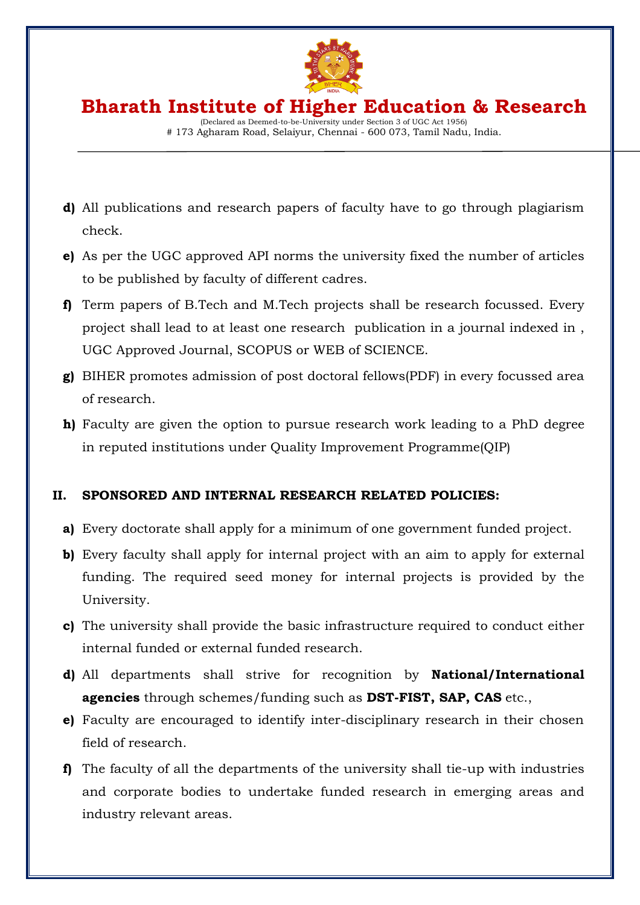d) All publications and research papers of faculty have to go through plagiarism check.

e) As per the UGC approved API norms the university fixed the number of articles to be published by faculty of different cadres.

f) Term papers of B.Tech and M.Tech projects shall be research focussed. Every project shall lead to at least one research publication in a journal indexed in , UGC Approved Journal, SCOPUS or WEB of SCIENCE.

g) BIHER promotes admission of post doctoral fellows(PDF) in every focussed area of research.

h) Faculty are given the option to pursue research work leading to a PhD degree in reputed institutions under Quality Improvement Programme(QIP)

## II. SPONSORED AND INTERNAL RESEARCH RELATED POLICIES:

a) Every doctorate shall apply for a minimum of one government funded project.

b) Every faculty shall apply for internal project with an aim to apply for external funding. The required seed money for internal projects is provided by the University.

c) The university shall provide the basic infrastructure required to conduct either internal funded or external funded research.

d) All departments shall strive for recognition by **National/International agencies** through schemes/funding such as **DST-FIST, SAP, CAS** etc.,

e) Faculty are encouraged to identify inter-disciplinary research in their chosen field of research.

f) The faculty of all the departments of the university shall tie-up with industries and corporate bodies to undertake funded research in emerging areas and industry relevant areas.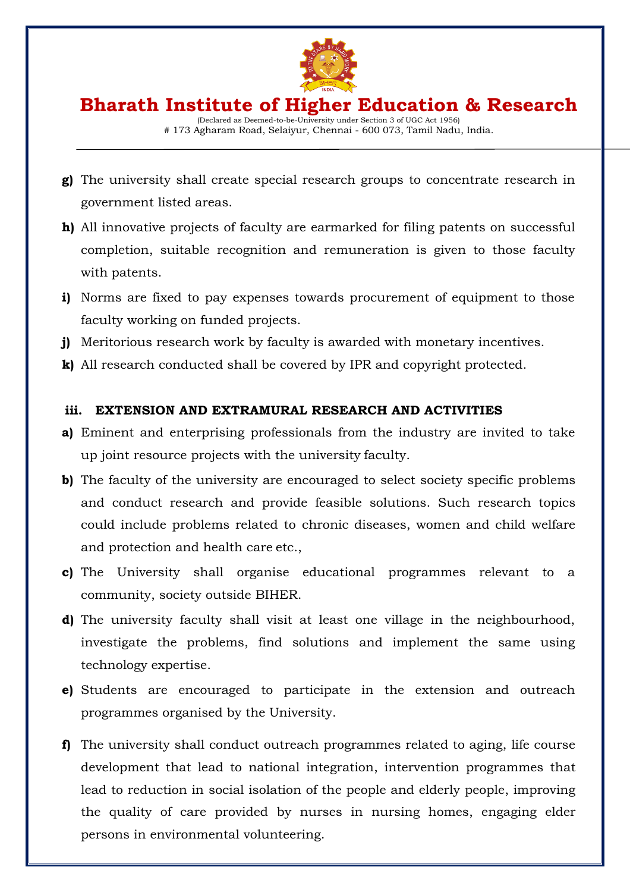g) The university shall create special research groups to concentrate research in government listed areas.

h) All innovative projects of faculty are earmarked for filing patents on successful completion, suitable recognition and remuneration is given to those faculty with patents.

i) Norms are fixed to pay expenses towards procurement of equipment to those faculty working on funded projects.

j) Meritorious research work by faculty is awarded with monetary incentives.

k) All research conducted shall be covered by IPR and copyright protected.

### iii. EXTENSION AND EXTRAMURAL RESEARCH AND ACTIVITIES

a) Eminent and enterprising professionals from the industry are invited to take up joint resource projects with the university faculty.

b) The faculty of the university are encouraged to select society specific problems and conduct research and provide feasible solutions. Such research topics could include problems related to chronic diseases, women and child welfare and protection and health care etc.,

c) The University shall organise educational programmes relevant to a community, society outside BIHER.

d) The university faculty shall visit at least one village in the neighbourhood, investigate the problems, find solutions and implement the same using technology expertise.

e) Students are encouraged to participate in the extension and outreach programmes organised by the University.

f) The university shall conduct outreach programmes related to aging, life course development that lead to national integration, intervention programmes that lead to reduction in social isolation of the people and elderly people, improving the quality of care provided by nurses in nursing homes, engaging elder persons in environmental volunteering.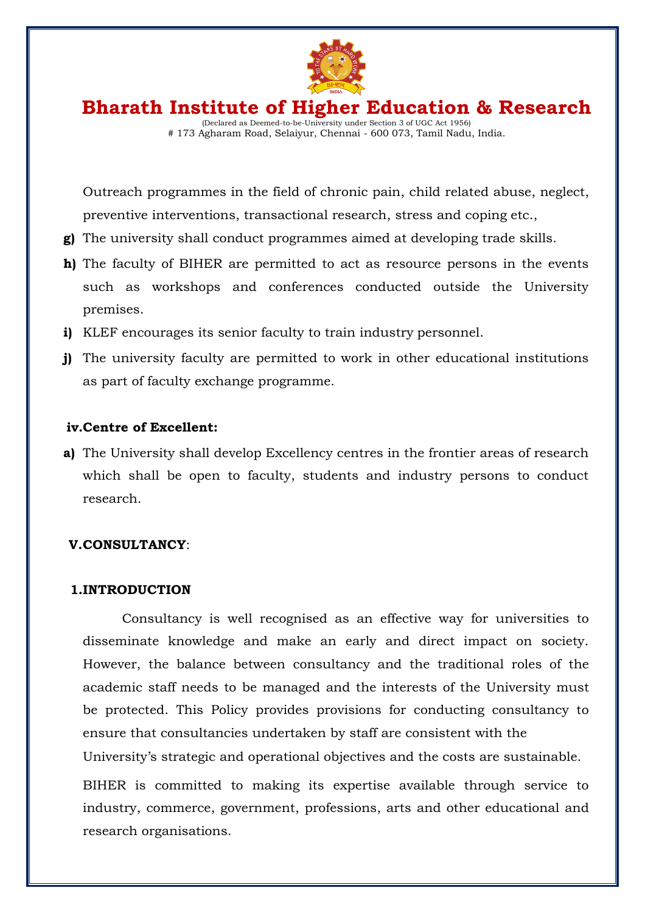Outreach programmes in the field of chronic pain, child related abuse, neglect, preventive interventions, transactional research, stress and coping etc.,

**g)** The university shall conduct programmes aimed at developing trade skills.

**h)** The faculty of BIHER are permitted to act as resource persons in the events such as workshops and conferences conducted outside the University premises.

**i)** KLEF encourages its senior faculty to train industry personnel.

**j)** The university faculty are permitted to work in other educational institutions as part of faculty exchange programme.

**iv.Centre of Excellent:**

**a)** The University shall develop Excellency centres in the frontier areas of research which shall be open to faculty, students and industry persons to conduct research.

**V.CONSULTANCY**:

**1.INTRODUCTION**

Consultancy is well recognised as an effective way for universities to disseminate knowledge and make an early and direct impact on society. However, the balance between consultancy and the traditional roles of the academic staff needs to be managed and the interests of the University must be protected. This Policy provides provisions for conducting consultancy to ensure that consultancies undertaken by staff are consistent with the University's strategic and operational objectives and the costs are sustainable.

BIHER is committed to making its expertise available through service to industry, commerce, government, professions, arts and other educational and research organisations.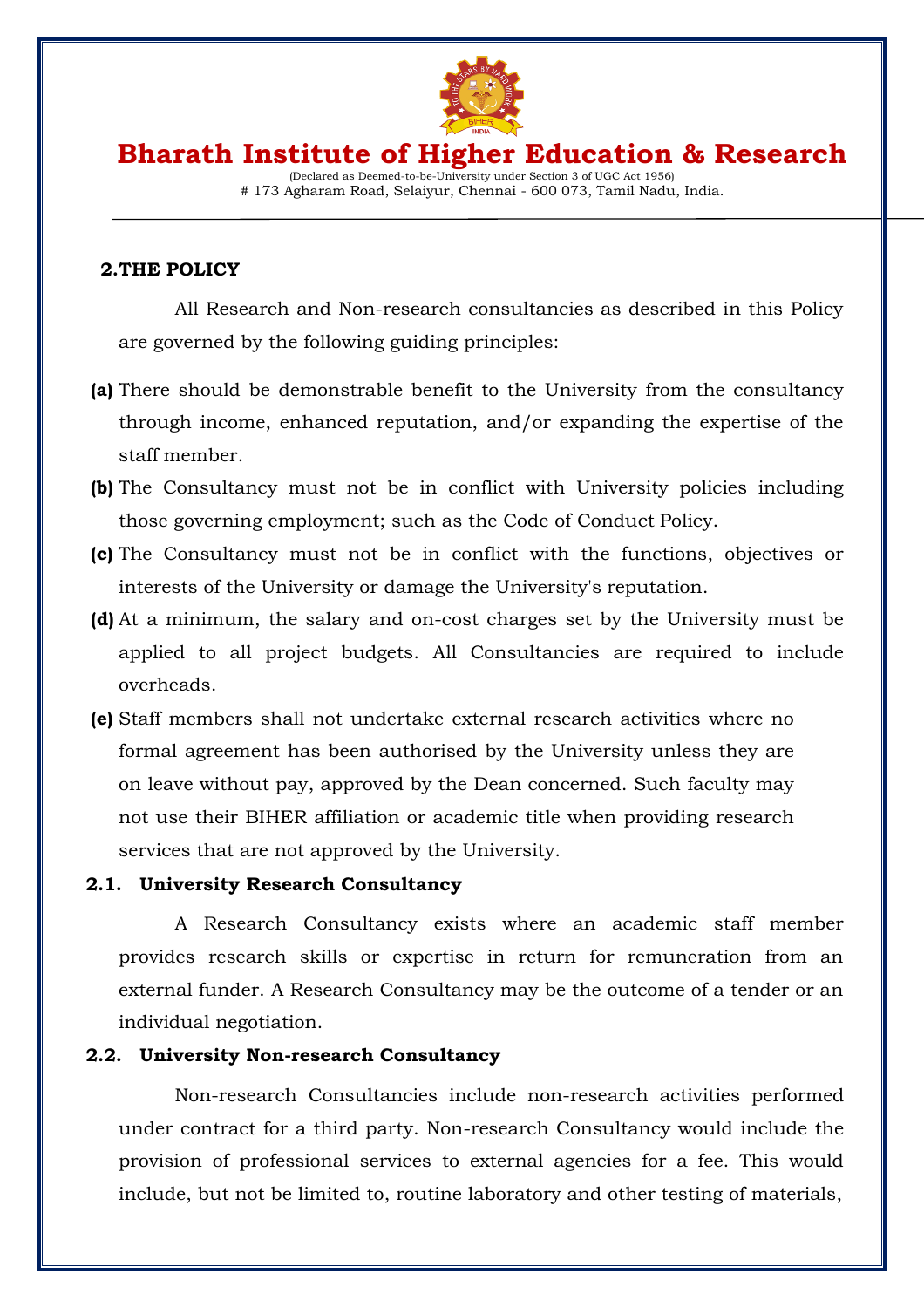## 2. THE POLICY

All Research and Non-research consultancies as described in this Policy are governed by the following guiding principles:

**(a)** There should be demonstrable benefit to the University from the consultancy through income, enhanced reputation, and/or expanding the expertise of the staff member.

**(b)** The Consultancy must not be in conflict with University policies including those governing employment; such as the Code of Conduct Policy.

**(c)** The Consultancy must not be in conflict with the functions, objectives or interests of the University or damage the University's reputation.

**(d)** At a minimum, the salary and on-cost charges set by the University must be applied to all project budgets. All Consultancies are required to include overheads.

**(e)** Staff members shall not undertake external research activities where no formal agreement has been authorised by the University unless they are on leave without pay, approved by the Dean concerned. Such faculty may not use their BIHER affiliation or academic title when providing research services that are not approved by the University.

### 2.1. University Research Consultancy

A Research Consultancy exists where an academic staff member provides research skills or expertise in return for remuneration from an external funder. A Research Consultancy may be the outcome of a tender or an individual negotiation.

### 2.2. University Non-research Consultancy

Non-research Consultancies include non-research activities performed under contract for a third party. Non-research Consultancy would include the provision of professional services to external agencies for a fee. This would include, but not be limited to, routine laboratory and other testing of materials,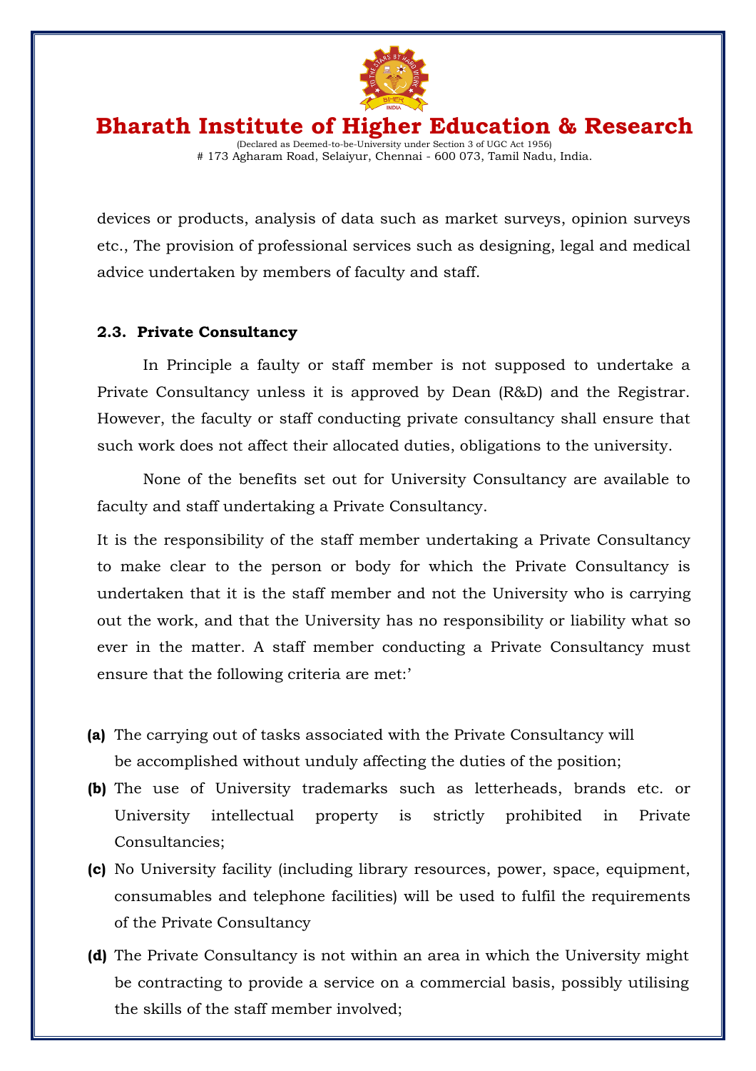devices or products, analysis of data such as market surveys, opinion surveys etc., The provision of professional services such as designing, legal and medical advice undertaken by members of faculty and staff.

### 2.3. Private Consultancy

In Principle a faulty or staff member is not supposed to undertake a Private Consultancy unless it is approved by Dean (R&D) and the Registrar. However, the faculty or staff conducting private consultancy shall ensure that such work does not affect their allocated duties, obligations to the university.

None of the benefits set out for University Consultancy are available to faculty and staff undertaking a Private Consultancy.

It is the responsibility of the staff member undertaking a Private Consultancy to make clear to the person or body for which the Private Consultancy is undertaken that it is the staff member and not the University who is carrying out the work, and that the University has no responsibility or liability what so ever in the matter. A staff member conducting a Private Consultancy must ensure that the following criteria are met:'

**(a)** The carrying out of tasks associated with the Private Consultancy will be accomplished without unduly affecting the duties of the position;

**(b)** The use of University trademarks such as letterheads, brands etc. or University intellectual property is strictly prohibited in Private Consultancies;

**(c)** No University facility (including library resources, power, space, equipment, consumables and telephone facilities) will be used to fulfil the requirements of the Private Consultancy

**(d)** The Private Consultancy is not within an area in which the University might be contracting to provide a service on a commercial basis, possibly utilising the skills of the staff member involved;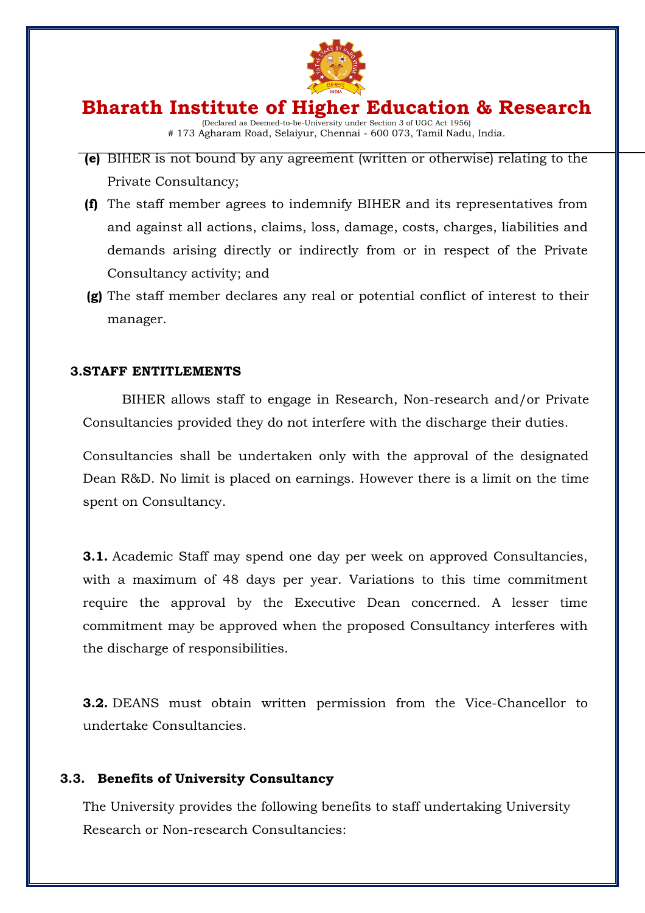(e) BIHER is not bound by any agreement (written or otherwise) relating to the Private Consultancy;

(f) The staff member agrees to indemnify BIHER and its representatives from and against all actions, claims, loss, damage, costs, charges, liabilities and demands arising directly or indirectly from or in respect of the Private Consultancy activity; and

(g) The staff member declares any real or potential conflict of interest to their manager.

## 3.STAFF ENTITLEMENTS

BIHER allows staff to engage in Research, Non-research and/or Private Consultancies provided they do not interfere with the discharge their duties.

Consultancies shall be undertaken only with the approval of the designated Dean R&D. No limit is placed on earnings. However there is a limit on the time spent on Consultancy.

**3.1.** Academic Staff may spend one day per week on approved Consultancies, with a maximum of 48 days per year. Variations to this time commitment require the approval by the Executive Dean concerned. A lesser time commitment may be approved when the proposed Consultancy interferes with the discharge of responsibilities.

**3.2.** DEANS must obtain written permission from the Vice-Chancellor to undertake Consultancies.

### 3.3. Benefits of University Consultancy

The University provides the following benefits to staff undertaking University Research or Non-research Consultancies: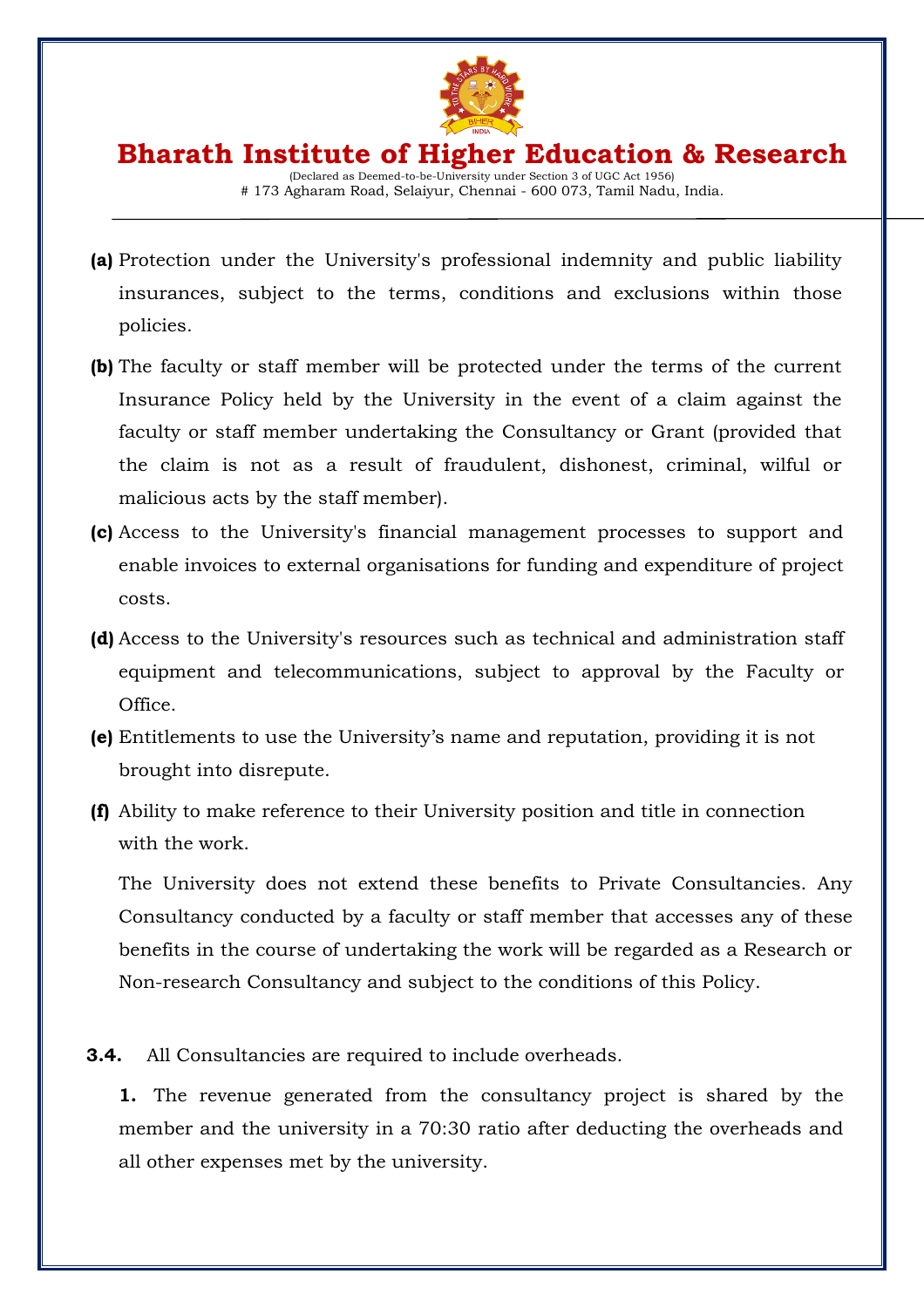**(a)** Protection under the University's professional indemnity and public liability insurances, subject to the terms, conditions and exclusions within those policies.

**(b)** The faculty or staff member will be protected under the terms of the current Insurance Policy held by the University in the event of a claim against the faculty or staff member undertaking the Consultancy or Grant (provided that the claim is not as a result of fraudulent, dishonest, criminal, wilful or malicious acts by the staff member).

**(c)** Access to the University's financial management processes to support and enable invoices to external organisations for funding and expenditure of project costs.

**(d)** Access to the University's resources such as technical and administration staff equipment and telecommunications, subject to approval by the Faculty or Office.

**(e)** Entitlements to use the University's name and reputation, providing it is not brought into disrepute.

**(f)** Ability to make reference to their University position and title in connection with the work.

The University does not extend these benefits to Private Consultancies. Any Consultancy conducted by a faculty or staff member that accesses any of these benefits in the course of undertaking the work will be regarded as a Research or Non-research Consultancy and subject to the conditions of this Policy.

**3.4.** All Consultancies are required to include overheads.

**1.** The revenue generated from the consultancy project is shared by the member and the university in a 70:30 ratio after deducting the overheads and all other expenses met by the university.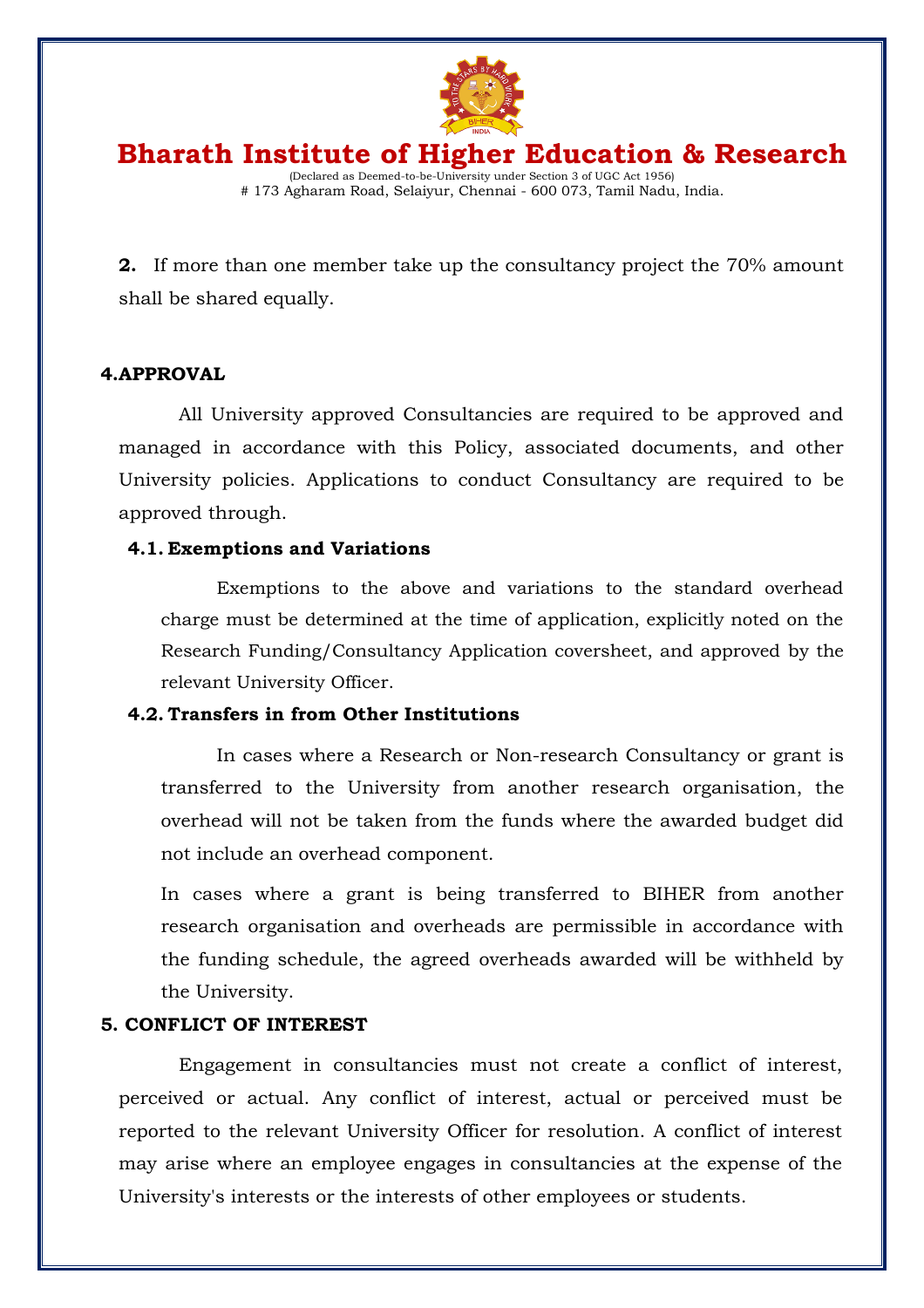**2.** If more than one member take up the consultancy project the 70% amount shall be shared equally.

## 4. APPROVAL

All University approved Consultancies are required to be approved and managed in accordance with this Policy, associated documents, and other University policies. Applications to conduct Consultancy are required to be approved through.

### 4.1. Exemptions and Variations

Exemptions to the above and variations to the standard overhead charge must be determined at the time of application, explicitly noted on the Research Funding/Consultancy Application coversheet, and approved by the relevant University Officer.

### 4.2. Transfers in from Other Institutions

In cases where a Research or Non-research Consultancy or grant is transferred to the University from another research organisation, the overhead will not be taken from the funds where the awarded budget did not include an overhead component.

In cases where a grant is being transferred to BIHER from another research organisation and overheads are permissible in accordance with the funding schedule, the agreed overheads awarded will be withheld by the University.

## 5. CONFLICT OF INTEREST

Engagement in consultancies must not create a conflict of interest, perceived or actual. Any conflict of interest, actual or perceived must be reported to the relevant University Officer for resolution. A conflict of interest may arise where an employee engages in consultancies at the expense of the University's interests or the interests of other employees or students.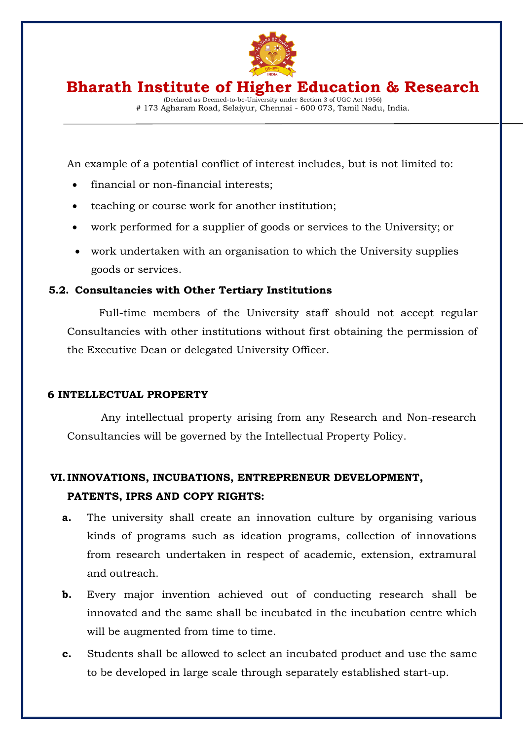An example of a potential conflict of interest includes, but is not limited to:

- financial or non-financial interests;
- teaching or course work for another institution;
- work performed for a supplier of goods or services to the University; or
- work undertaken with an organisation to which the University supplies goods or services.

### 5.2. Consultancies with Other Tertiary Institutions

Full-time members of the University staff should not accept regular Consultancies with other institutions without first obtaining the permission of the Executive Dean or delegated University Officer.

### 6 INTELLECTUAL PROPERTY

Any intellectual property arising from any Research and Non-research Consultancies will be governed by the Intellectual Property Policy.

## VI. INNOVATIONS, INCUBATIONS, ENTREPRENEUR DEVELOPMENT, PATENTS, IPRS AND COPY RIGHTS:

**a.** The university shall create an innovation culture by organising various kinds of programs such as ideation programs, collection of innovations from research undertaken in respect of academic, extension, extramural and outreach.

**b.** Every major invention achieved out of conducting research shall be innovated and the same shall be incubated in the incubation centre which will be augmented from time to time.

**c.** Students shall be allowed to select an incubated product and use the same to be developed in large scale through separately established start-up.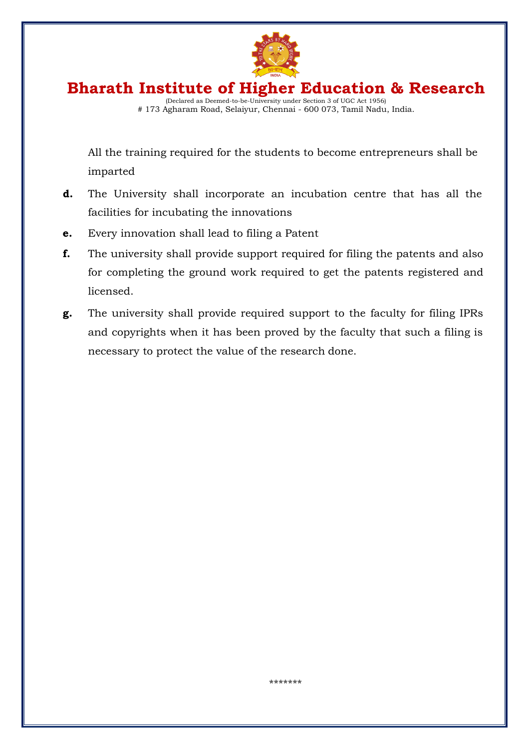All the training required for the students to become entrepreneurs shall be imparted

**d.** The University shall incorporate an incubation centre that has all the facilities for incubating the innovations

**e.** Every innovation shall lead to filing a Patent

**f.** The university shall provide support required for filing the patents and also for completing the ground work required to get the patents registered and licensed.

**g.** The university shall provide required support to the faculty for filing IPRs and copyrights when it has been proved by the faculty that such a filing is necessary to protect the value of the research done.

*******